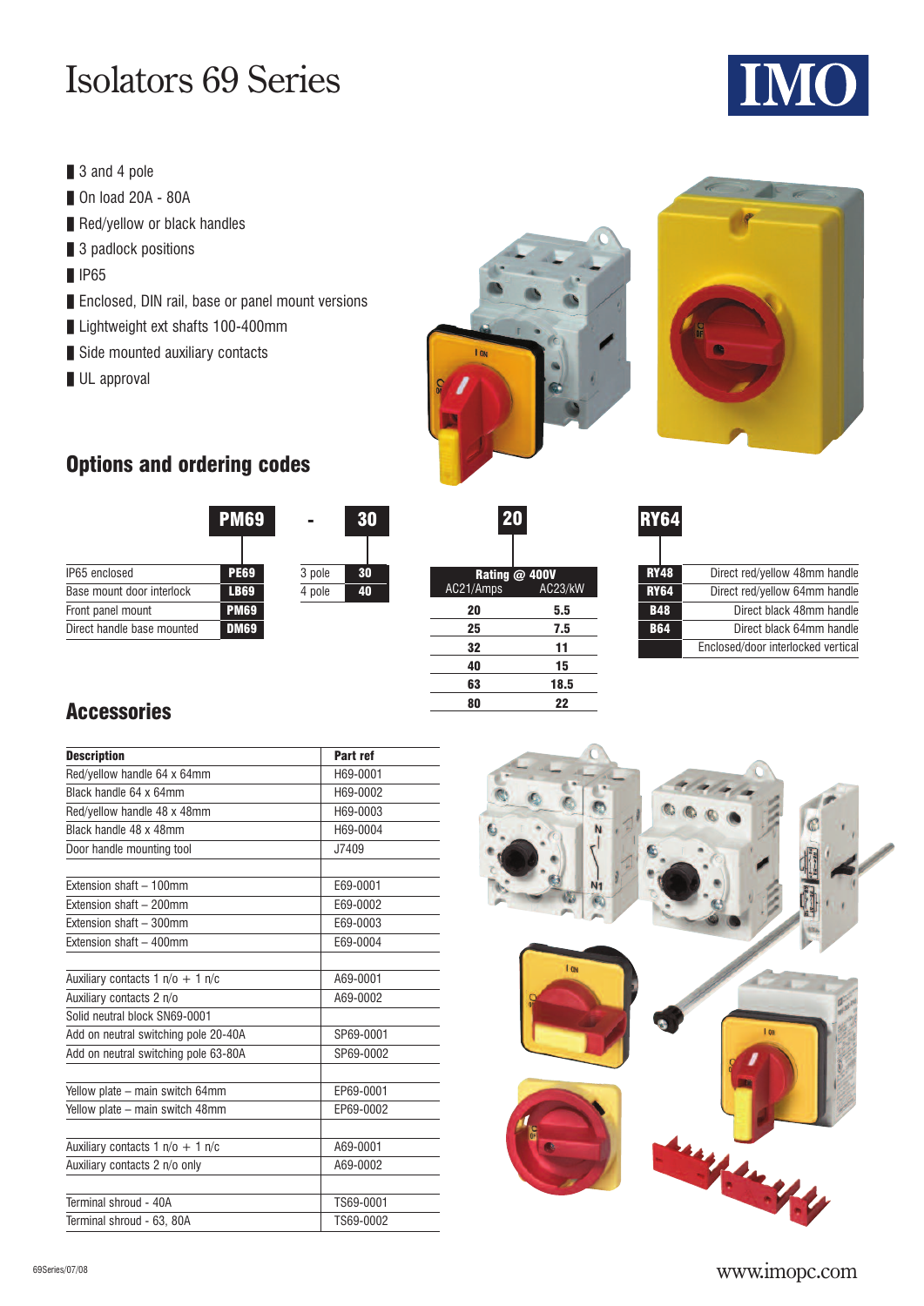# Isolators 69 Series

IMO

- 3 and 4 pole
- On load 20A - 80A
- Red/yellow or black handles
- 3 padlock positions
- IP65
- Enclosed, DIN rail, base or panel mount versions
- Lightweight ext shafts 100-400mm
- Side mounted auxiliary contacts
- UL approval

## Options and ordering codes

**PM69 - 30 20 RY64**

| Type | Code |
|---|---|
| IP65 enclosed | PE69 |
| Base mount door interlock | LB69 |
| Front panel mount | PM69 |
| Direct handle base mounted | DM69 |

| Poles | Code |
|---|---|
| 3 pole | 30 |
| 4 pole | 40 |

| Rating @ 400V AC21/Amps | AC23/kW |
|---|---|
| 20 | 5.5 |
| 25 | 7.5 |
| 32 | 11 |
| 40 | 15 |
| 63 | 18.5 |
| 80 | 22 |

| Code | Handle |
|---|---|
| RY48 | Direct red/yellow 48mm handle |
| RY64 | Direct red/yellow 64mm handle |
| B48 | Direct black 48mm handle |
| B64 | Direct black 64mm handle |
| | Enclosed/door interlocked vertical |

## Accessories

| Description | Part ref |
|---|---|
| Red/yellow handle 64 x 64mm | H69-0001 |
| Black handle 64 x 64mm | H69-0002 |
| Red/yellow handle 48 x 48mm | H69-0003 |
| Black handle 48 x 48mm | H69-0004 |
| Door handle mounting tool | J7409 |
| | |
| Extension shaft – 100mm | E69-0001 |
| Extension shaft – 200mm | E69-0002 |
| Extension shaft – 300mm | E69-0003 |
| Extension shaft – 400mm | E69-0004 |
| | |
| Auxiliary contacts 1 n/o + 1 n/c | A69-0001 |
| Auxiliary contacts 2 n/o | A69-0002 |
| Solid neutral block SN69-0001 | |
| Add on neutral switching pole 20-40A | SP69-0001 |
| Add on neutral switching pole 63-80A | SP69-0002 |
| | |
| Yellow plate – main switch 64mm | EP69-0001 |
| Yellow plate – main switch 48mm | EP69-0002 |
| | |
| Auxiliary contacts 1 n/o + 1 n/c | A69-0001 |
| Auxiliary contacts 2 n/o only | A69-0002 |
| | |
| Terminal shroud - 40A | TS69-0001 |
| Terminal shroud - 63, 80A | TS69-0002 |

69Series/07/08

www.imopc.com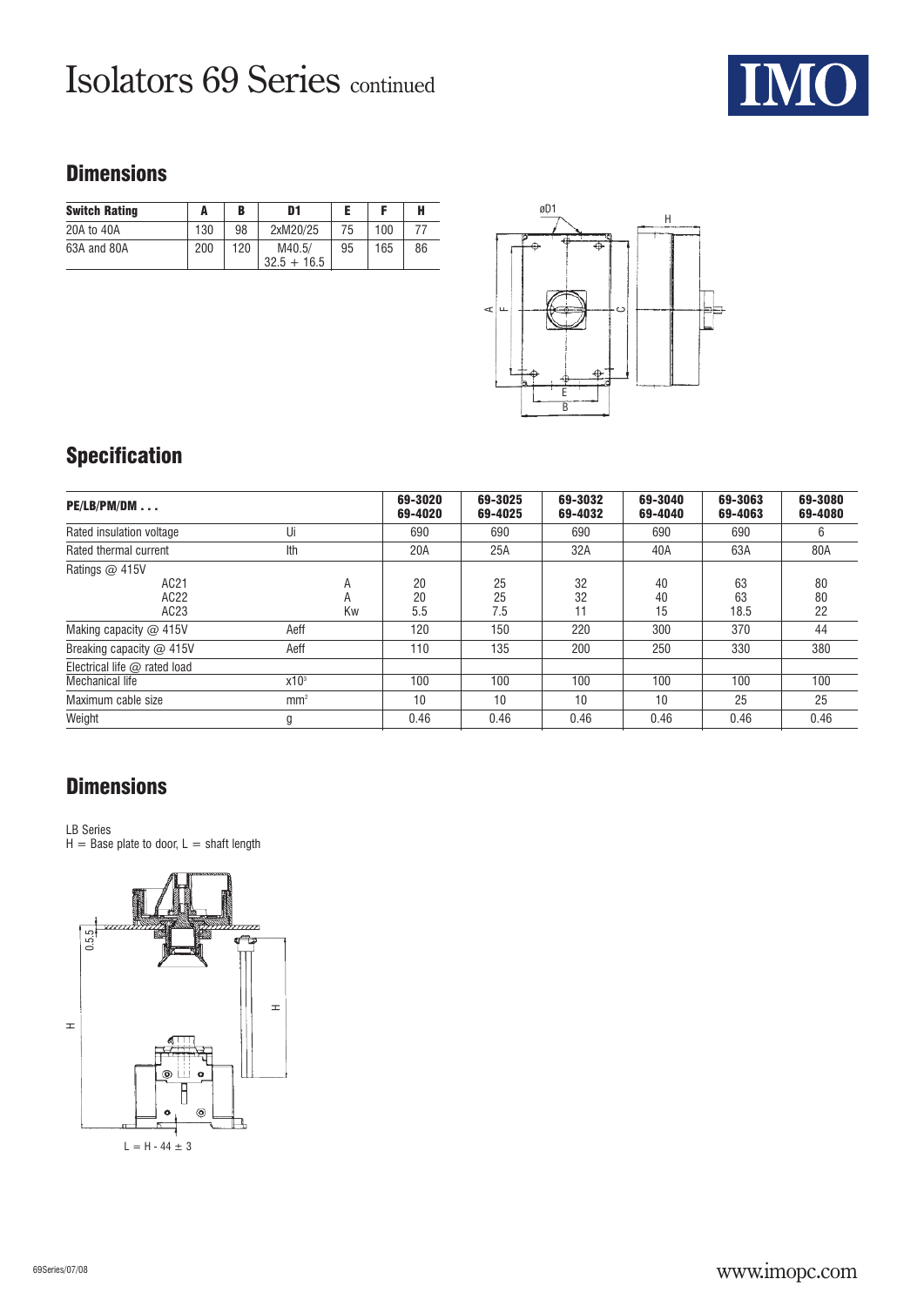# Isolators 69 Series continued

## Dimensions

| Switch Rating | A | B | D1 | E | F | H |
|---|---|---|---|---|---|---|
| 20A to 40A | 130 | 98 | 2xM20/25 | 75 | 100 | 77 |
| 63A and 80A | 200 | 120 | M40.5/ 32.5 + 16.5 | 95 | 165 | 86 |

## Specification

| PE/LB/PM/DM . . . | | 69-3020 69-4020 | 69-3025 69-4025 | 69-3032 69-4032 | 69-3040 69-4040 | 69-3063 69-4063 | 69-3080 69-4080 |
|---|---|---|---|---|---|---|---|
| Rated insulation voltage | Ui | 690 | 690 | 690 | 690 | 690 | 6 |
| Rated thermal current | Ith | 20A | 25A | 32A | 40A | 63A | 80A |
| Ratings @ 415V | | | | | | | |
| AC21 | A | 20 | 25 | 32 | 40 | 63 | 80 |
| AC22 | A | 20 | 25 | 32 | 40 | 63 | 80 |
| AC23 | Kw | 5.5 | 7.5 | 11 | 15 | 18.5 | 22 |
| Making capacity @ 415V | Aeff | 120 | 150 | 220 | 300 | 370 | 44 |
| Breaking capacity @ 415V | Aeff | 110 | 135 | 200 | 250 | 330 | 380 |
| Electrical life @ rated load | | | | | | | |
| Mechanical life | $x10^3$ | 100 | 100 | 100 | 100 | 100 | 100 |
| Maximum cable size | $mm^2$ | 10 | 10 | 10 | 10 | 25 | 25 |
| Weight | g | 0.46 | 0.46 | 0.46 | 0.46 | 0.46 | 0.46 |

## Dimensions

LB Series
H = Base plate to door, L = shaft length

L = H - 44 ± 3

69Series/07/08

www.imopc.com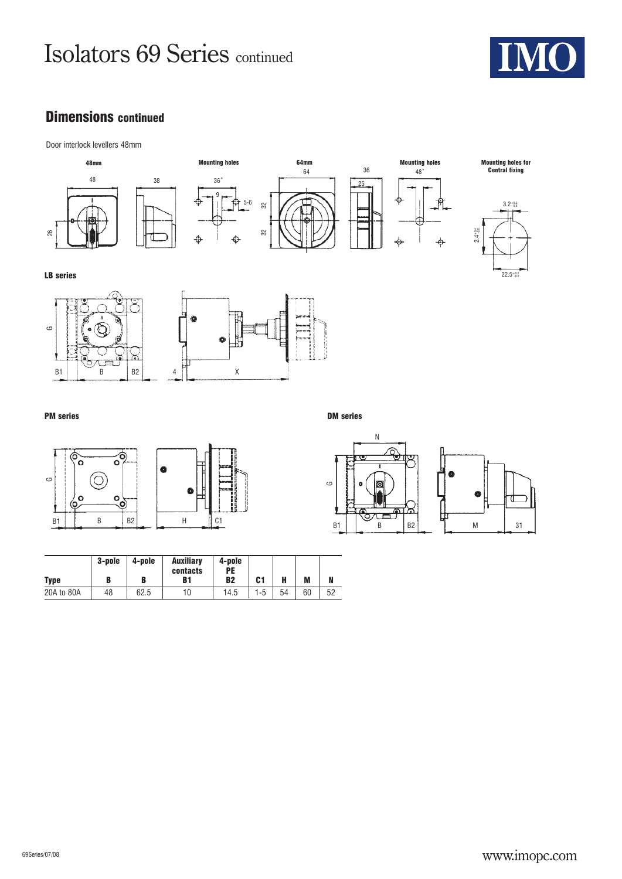# Isolators 69 Series continued

## Dimensions continued

Door interlock levellers 48mm

48mm

48

38

26

Mounting holes

36°

9

5-6

64mm

64

36

25

32

32

Mounting holes

48°

Mounting holes for Central fixing

3.2

2.4

22.5

### LB series

G

B1 B B2

4 X

### PM series

G

B1 B B2

H C1

### DM series

N

G

B1 B B2

M 31

| Type | 3-pole B | 4-pole B | Auxiliary contacts B1 | 4-pole PE B2 | C1 | H | M | N |
|---|---|---|---|---|---|---|---|---|
| 20A to 80A | 48 | 62.5 | 10 | 14.5 | 1-5 | 54 | 60 | 52 |